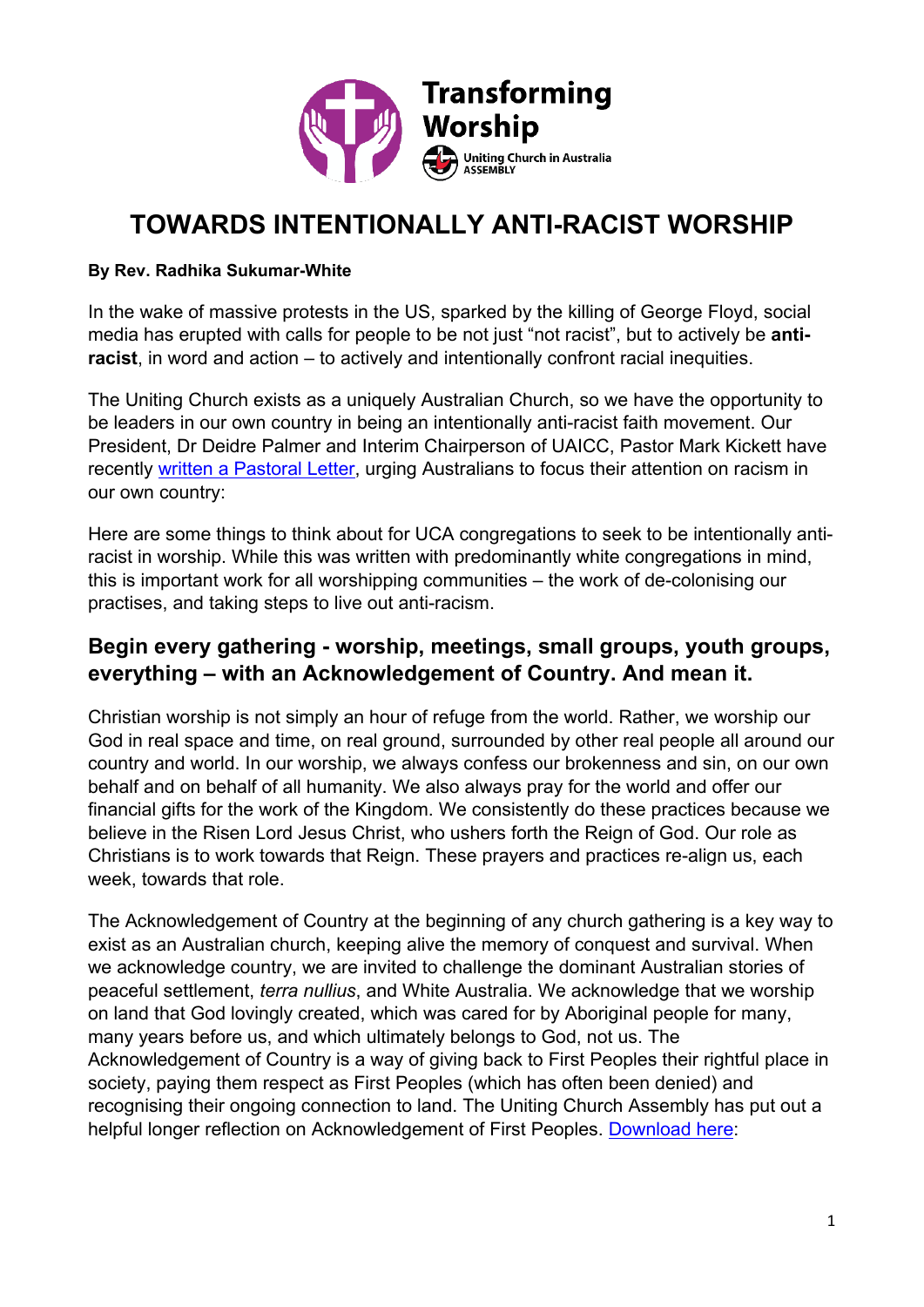Transforming Worship

Uniting Church in Australia ASSEMBLY

# TOWARDS INTENTIONALLY ANTI-RACIST WORSHIP

**By Rev. Radhika Sukumar-White**

In the wake of massive protests in the US, sparked by the killing of George Floyd, social media has erupted with calls for people to be not just "not racist", but to actively be **anti-racist**, in word and action – to actively and intentionally confront racial inequities.

The Uniting Church exists as a uniquely Australian Church, so we have the opportunity to be leaders in our own country in being an intentionally anti-racist faith movement. Our President, Dr Deidre Palmer and Interim Chairperson of UAICC, Pastor Mark Kickett have recently [written a Pastoral Letter](), urging Australians to focus their attention on racism in our own country:

Here are some things to think about for UCA congregations to seek to be intentionally anti-racist in worship. While this was written with predominantly white congregations in mind, this is important work for all worshipping communities – the work of de-colonising our practises, and taking steps to live out anti-racism.

## Begin every gathering - worship, meetings, small groups, youth groups, everything – with an Acknowledgement of Country. And mean it.

Christian worship is not simply an hour of refuge from the world. Rather, we worship our God in real space and time, on real ground, surrounded by other real people all around our country and world. In our worship, we always confess our brokenness and sin, on our own behalf and on behalf of all humanity. We also always pray for the world and offer our financial gifts for the work of the Kingdom. We consistently do these practices because we believe in the Risen Lord Jesus Christ, who ushers forth the Reign of God. Our role as Christians is to work towards that Reign. These prayers and practices re-align us, each week, towards that role.

The Acknowledgement of Country at the beginning of any church gathering is a key way to exist as an Australian church, keeping alive the memory of conquest and survival. When we acknowledge country, we are invited to challenge the dominant Australian stories of peaceful settlement, *terra nullius*, and White Australia. We acknowledge that we worship on land that God lovingly created, which was cared for by Aboriginal people for many, many years before us, and which ultimately belongs to God, not us. The Acknowledgement of Country is a way of giving back to First Peoples their rightful place in society, paying them respect as First Peoples (which has often been denied) and recognising their ongoing connection to land. The Uniting Church Assembly has put out a helpful longer reflection on Acknowledgement of First Peoples. [Download here]():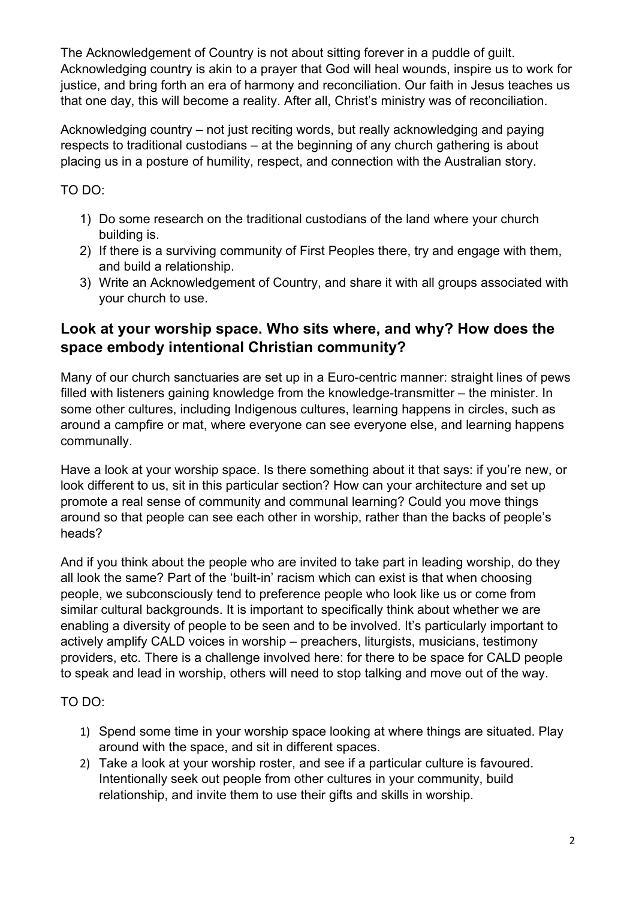The Acknowledgement of Country is not about sitting forever in a puddle of guilt. Acknowledging country is akin to a prayer that God will heal wounds, inspire us to work for justice, and bring forth an era of harmony and reconciliation. Our faith in Jesus teaches us that one day, this will become a reality. After all, Christ's ministry was of reconciliation.

Acknowledging country – not just reciting words, but really acknowledging and paying respects to traditional custodians – at the beginning of any church gathering is about placing us in a posture of humility, respect, and connection with the Australian story.

TO DO:

1) Do some research on the traditional custodians of the land where your church building is.
2) If there is a surviving community of First Peoples there, try and engage with them, and build a relationship.
3) Write an Acknowledgement of Country, and share it with all groups associated with your church to use.

## Look at your worship space. Who sits where, and why? How does the space embody intentional Christian community?

Many of our church sanctuaries are set up in a Euro-centric manner: straight lines of pews filled with listeners gaining knowledge from the knowledge-transmitter – the minister. In some other cultures, including Indigenous cultures, learning happens in circles, such as around a campfire or mat, where everyone can see everyone else, and learning happens communally.

Have a look at your worship space. Is there something about it that says: if you're new, or look different to us, sit in this particular section? How can your architecture and set up promote a real sense of community and communal learning? Could you move things around so that people can see each other in worship, rather than the backs of people's heads?

And if you think about the people who are invited to take part in leading worship, do they all look the same? Part of the 'built-in' racism which can exist is that when choosing people, we subconsciously tend to preference people who look like us or come from similar cultural backgrounds. It is important to specifically think about whether we are enabling a diversity of people to be seen and to be involved. It's particularly important to actively amplify CALD voices in worship – preachers, liturgists, musicians, testimony providers, etc. There is a challenge involved here: for there to be space for CALD people to speak and lead in worship, others will need to stop talking and move out of the way.

TO DO:

1) Spend some time in your worship space looking at where things are situated. Play around with the space, and sit in different spaces.
2) Take a look at your worship roster, and see if a particular culture is favoured. Intentionally seek out people from other cultures in your community, build relationship, and invite them to use their gifts and skills in worship.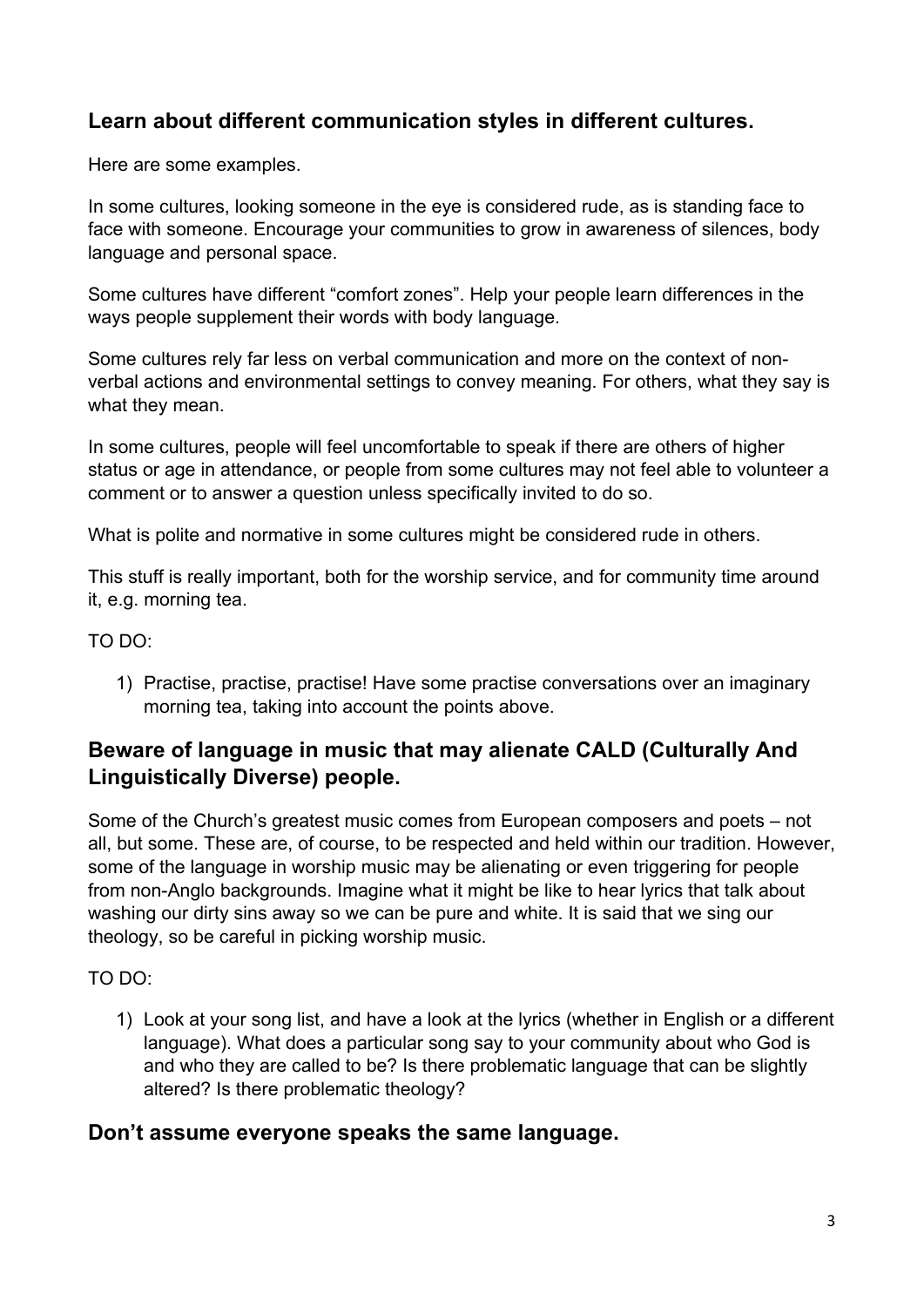## Learn about different communication styles in different cultures.

Here are some examples.

In some cultures, looking someone in the eye is considered rude, as is standing face to face with someone. Encourage your communities to grow in awareness of silences, body language and personal space.

Some cultures have different "comfort zones". Help your people learn differences in the ways people supplement their words with body language.

Some cultures rely far less on verbal communication and more on the context of non-verbal actions and environmental settings to convey meaning. For others, what they say is what they mean.

In some cultures, people will feel uncomfortable to speak if there are others of higher status or age in attendance, or people from some cultures may not feel able to volunteer a comment or to answer a question unless specifically invited to do so.

What is polite and normative in some cultures might be considered rude in others.

This stuff is really important, both for the worship service, and for community time around it, e.g. morning tea.

TO DO:

1) Practise, practise, practise! Have some practise conversations over an imaginary morning tea, taking into account the points above.

## Beware of language in music that may alienate CALD (Culturally And Linguistically Diverse) people.

Some of the Church's greatest music comes from European composers and poets – not all, but some. These are, of course, to be respected and held within our tradition. However, some of the language in worship music may be alienating or even triggering for people from non-Anglo backgrounds. Imagine what it might be like to hear lyrics that talk about washing our dirty sins away so we can be pure and white. It is said that we sing our theology, so be careful in picking worship music.

TO DO:

1) Look at your song list, and have a look at the lyrics (whether in English or a different language). What does a particular song say to your community about who God is and who they are called to be? Is there problematic language that can be slightly altered? Is there problematic theology?

## Don't assume everyone speaks the same language.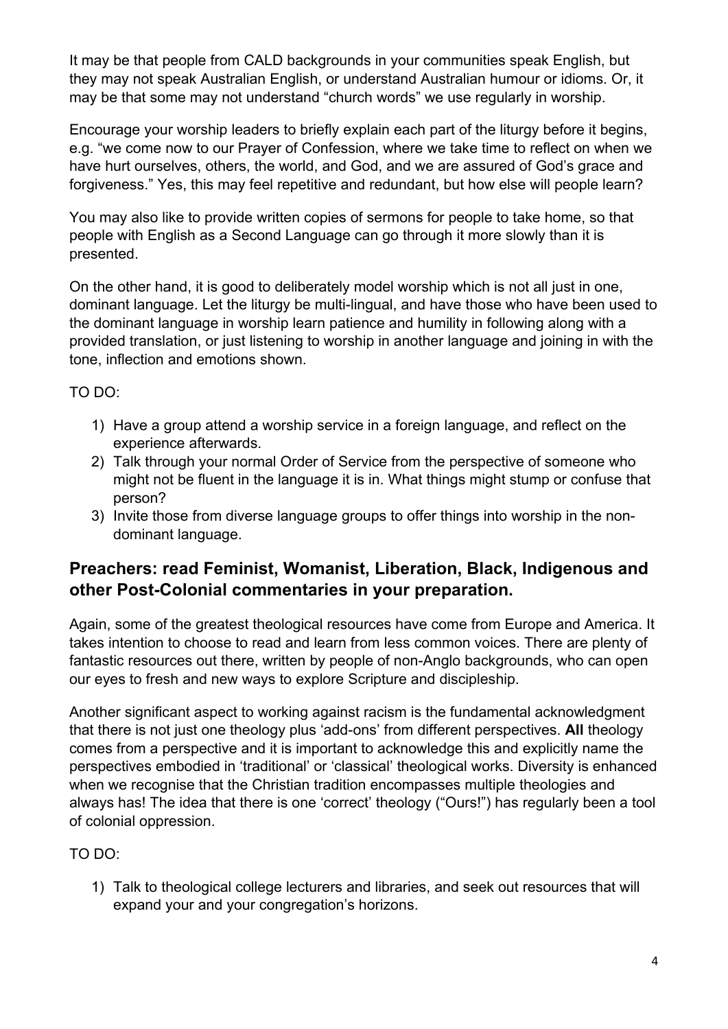It may be that people from CALD backgrounds in your communities speak English, but they may not speak Australian English, or understand Australian humour or idioms. Or, it may be that some may not understand "church words" we use regularly in worship.

Encourage your worship leaders to briefly explain each part of the liturgy before it begins, e.g. "we come now to our Prayer of Confession, where we take time to reflect on when we have hurt ourselves, others, the world, and God, and we are assured of God's grace and forgiveness." Yes, this may feel repetitive and redundant, but how else will people learn?

You may also like to provide written copies of sermons for people to take home, so that people with English as a Second Language can go through it more slowly than it is presented.

On the other hand, it is good to deliberately model worship which is not all just in one, dominant language. Let the liturgy be multi-lingual, and have those who have been used to the dominant language in worship learn patience and humility in following along with a provided translation, or just listening to worship in another language and joining in with the tone, inflection and emotions shown.

TO DO:

1) Have a group attend a worship service in a foreign language, and reflect on the experience afterwards.
2) Talk through your normal Order of Service from the perspective of someone who might not be fluent in the language it is in. What things might stump or confuse that person?
3) Invite those from diverse language groups to offer things into worship in the non-dominant language.

## Preachers: read Feminist, Womanist, Liberation, Black, Indigenous and other Post-Colonial commentaries in your preparation.

Again, some of the greatest theological resources have come from Europe and America. It takes intention to choose to read and learn from less common voices. There are plenty of fantastic resources out there, written by people of non-Anglo backgrounds, who can open our eyes to fresh and new ways to explore Scripture and discipleship.

Another significant aspect to working against racism is the fundamental acknowledgment that there is not just one theology plus 'add-ons' from different perspectives. **All** theology comes from a perspective and it is important to acknowledge this and explicitly name the perspectives embodied in 'traditional' or 'classical' theological works. Diversity is enhanced when we recognise that the Christian tradition encompasses multiple theologies and always has! The idea that there is one 'correct' theology ("Ours!") has regularly been a tool of colonial oppression.

TO DO:

1) Talk to theological college lecturers and libraries, and seek out resources that will expand your and your congregation's horizons.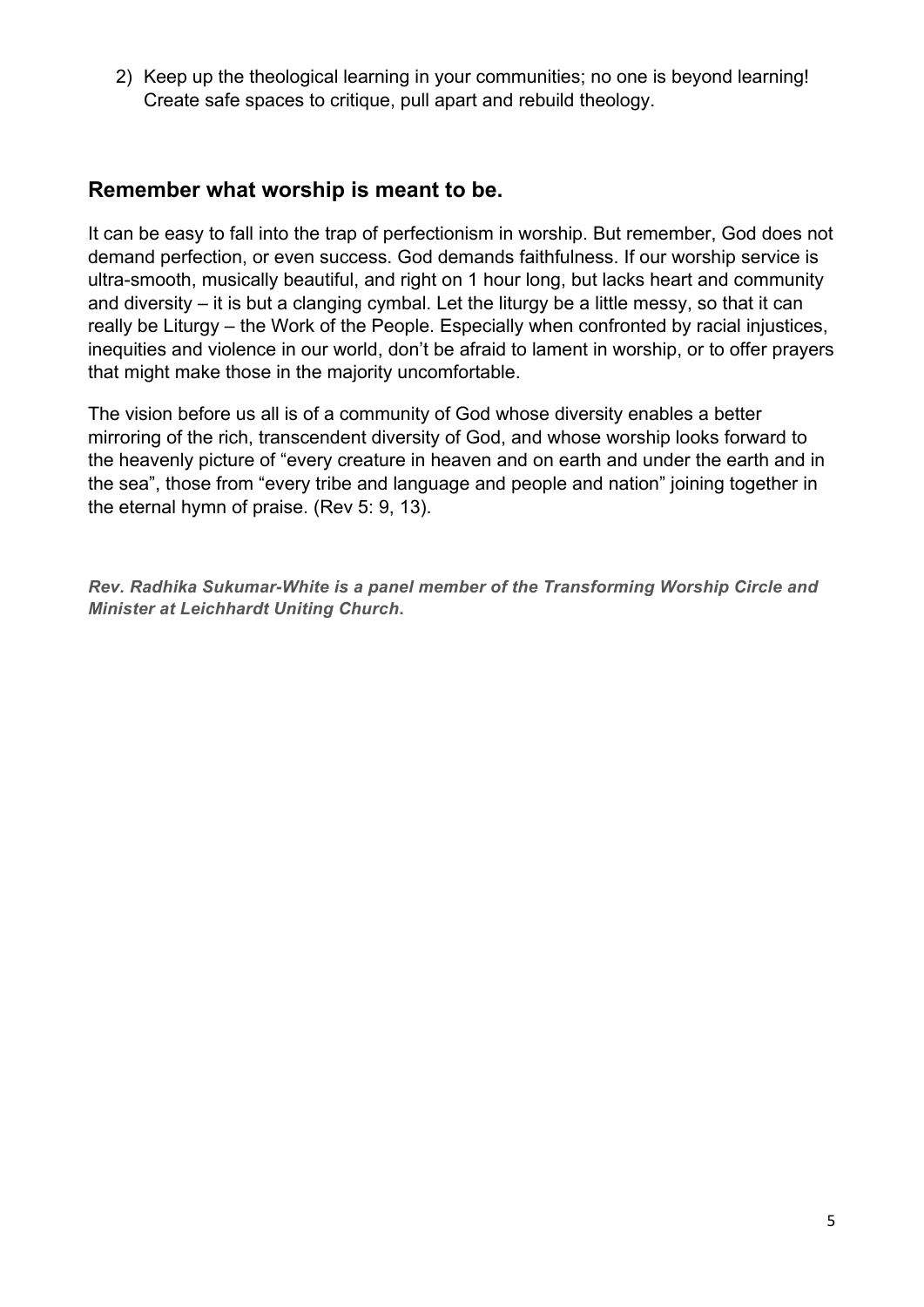2) Keep up the theological learning in your communities; no one is beyond learning! Create safe spaces to critique, pull apart and rebuild theology.

## Remember what worship is meant to be.

It can be easy to fall into the trap of perfectionism in worship. But remember, God does not demand perfection, or even success. God demands faithfulness. If our worship service is ultra-smooth, musically beautiful, and right on 1 hour long, but lacks heart and community and diversity – it is but a clanging cymbal. Let the liturgy be a little messy, so that it can really be Liturgy – the Work of the People. Especially when confronted by racial injustices, inequities and violence in our world, don't be afraid to lament in worship, or to offer prayers that might make those in the majority uncomfortable.

The vision before us all is of a community of God whose diversity enables a better mirroring of the rich, transcendent diversity of God, and whose worship looks forward to the heavenly picture of "every creature in heaven and on earth and under the earth and in the sea", those from "every tribe and language and people and nation" joining together in the eternal hymn of praise. (Rev 5: 9, 13).

***Rev. Radhika Sukumar-White is a panel member of the Transforming Worship Circle and Minister at Leichhardt Uniting Church*.**